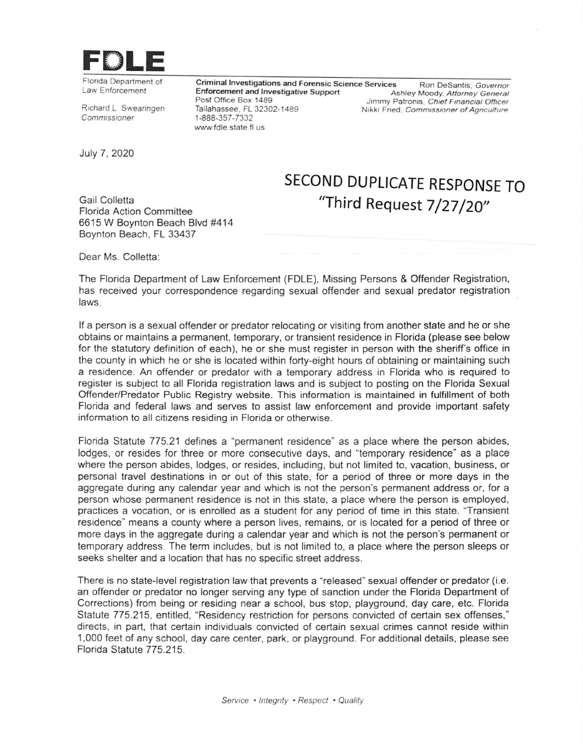# FDLE

Florida Department of Law Enforcement

Richard L. Swearingen
*Commissioner*

**Criminal Investigations and Forensic Science Services**
**Enforcement and Investigative Support**
Post Office Box 1489
Tallahassee, FL 32302-1489
1-888-357-7332
www.fdle.state.fl.us

Ron DeSantis, *Governor*
Ashley Moody, *Attorney General*
Jimmy Patronis, *Chief Financial Officer*
Nikki Fried, *Commissioner of Agriculture*

July 7, 2020

## SECOND DUPLICATE RESPONSE TO "Third Request 7/27/20"

Gail Colletta
Florida Action Committee
6615 W Boynton Beach Blvd #414
Boynton Beach, FL 33437

Dear Ms. Colletta:

The Florida Department of Law Enforcement (FDLE), Missing Persons & Offender Registration, has received your correspondence regarding sexual offender and sexual predator registration laws.

If a person is a sexual offender or predator relocating or visiting from another state and he or she obtains or maintains a permanent, temporary, or transient residence in Florida (please see below for the statutory definition of each), he or she must register in person with the sheriff's office in the county in which he or she is located within forty-eight hours of obtaining or maintaining such a residence. An offender or predator with a temporary address in Florida who is required to register is subject to all Florida registration laws and is subject to posting on the Florida Sexual Offender/Predator Public Registry website. This information is maintained in fulfillment of both Florida and federal laws and serves to assist law enforcement and provide important safety information to all citizens residing in Florida or otherwise.

Florida Statute 775.21 defines a "permanent residence" as a place where the person abides, lodges, or resides for three or more consecutive days, and "temporary residence" as a place where the person abides, lodges, or resides, including, but not limited to, vacation, business, or personal travel destinations in or out of this state, for a period of three or more days in the aggregate during any calendar year and which is not the person's permanent address or, for a person whose permanent residence is not in this state, a place where the person is employed, practices a vocation, or is enrolled as a student for any period of time in this state. "Transient residence" means a county where a person lives, remains, or is located for a period of three or more days in the aggregate during a calendar year and which is not the person's permanent or temporary address. The term includes, but is not limited to, a place where the person sleeps or seeks shelter and a location that has no specific street address.

There is no state-level registration law that prevents a "released" sexual offender or predator (i.e. an offender or predator no longer serving any type of sanction under the Florida Department of Corrections) from being or residing near a school, bus stop, playground, day care, etc. Florida Statute 775.215, entitled, "Residency restriction for persons convicted of certain sex offenses," directs, in part, that certain individuals convicted of certain sexual crimes cannot reside within 1,000 feet of any school, day care center, park, or playground. For additional details, please see Florida Statute 775.215.

*Service • Integrity • Respect • Quality*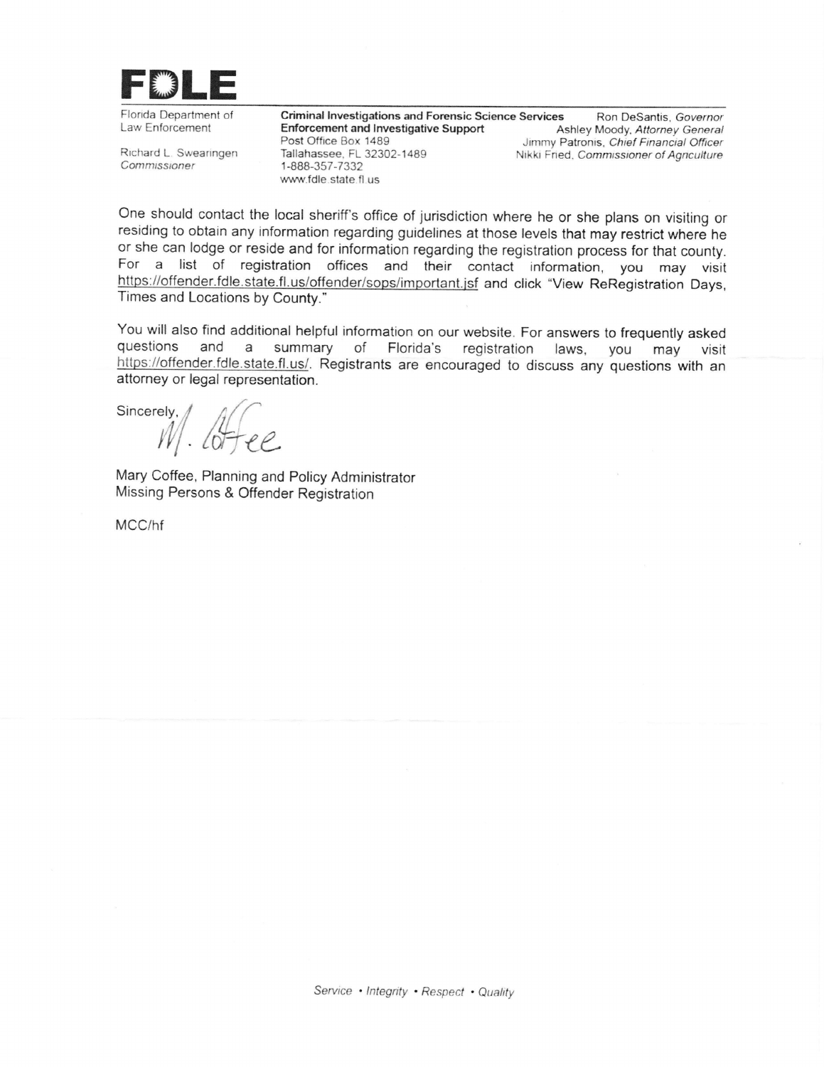# FDLE

Florida Department of Law Enforcement

Richard L. Swearingen
*Commissioner*

**Criminal Investigations and Forensic Science Services**
**Enforcement and Investigative Support**
Post Office Box 1489
Tallahassee, FL 32302-1489
1-888-357-7332
www.fdle.state.fl.us

Ron DeSantis, *Governor*
Ashley Moody, *Attorney General*
Jimmy Patronis, *Chief Financial Officer*
Nikki Fried, *Commissioner of Agriculture*

One should contact the local sheriff's office of jurisdiction where he or she plans on visiting or residing to obtain any information regarding guidelines at those levels that may restrict where he or she can lodge or reside and for information regarding the registration process for that county. For a list of registration offices and their contact information, you may visit https://offender.fdle.state.fl.us/offender/sops/important.jsf and click "View ReRegistration Days, Times and Locations by County."

You will also find additional helpful information on our website. For answers to frequently asked questions and a summary of Florida's registration laws, you may visit https://offender.fdle.state.fl.us/. Registrants are encouraged to discuss any questions with an attorney or legal representation.

Sincerely,

M. Coffee

Mary Coffee, Planning and Policy Administrator
Missing Persons & Offender Registration

MCC/hf

*Service • Integrity • Respect • Quality*